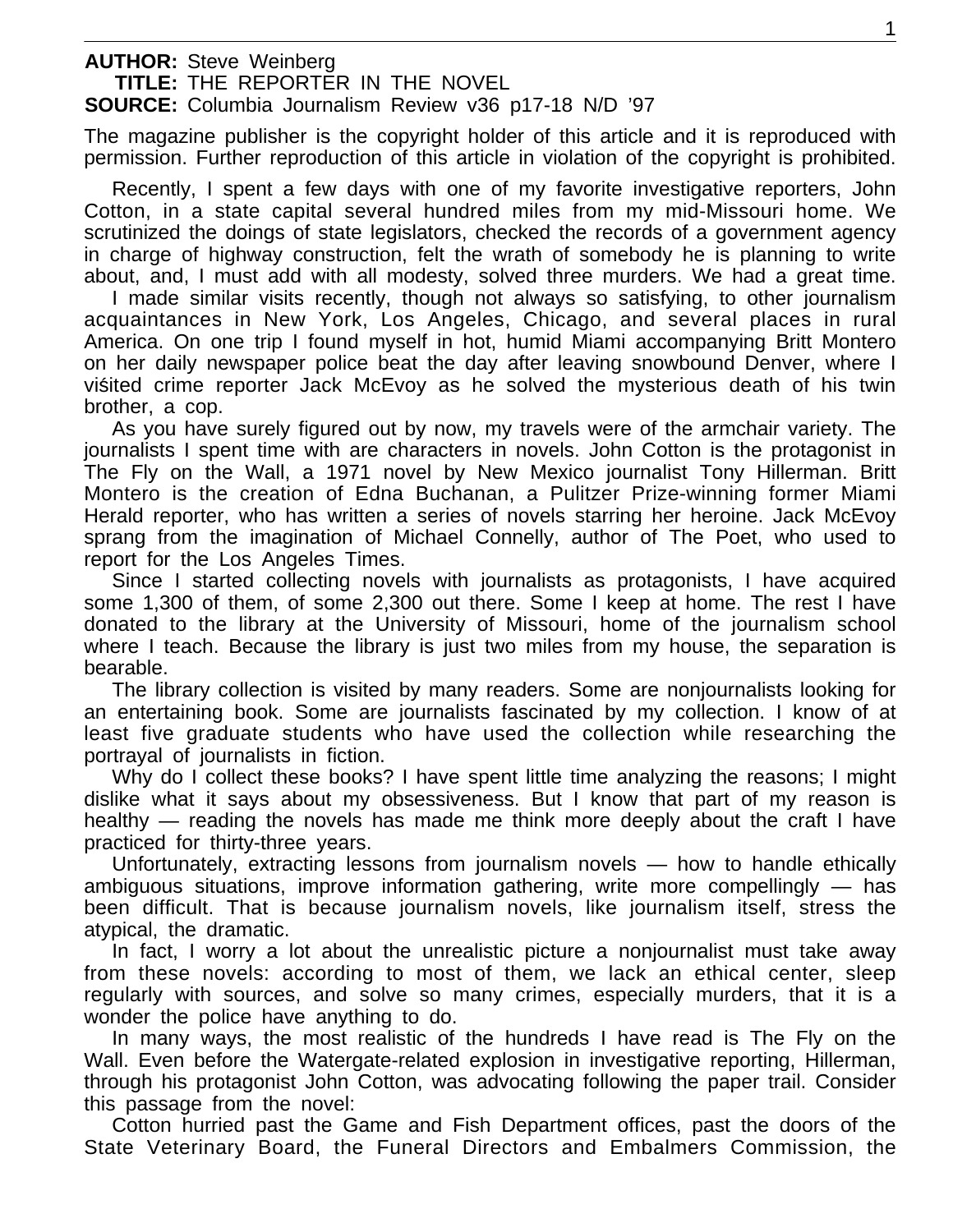**AUTHOR:** Steve Weinberg
**TITLE:** THE REPORTER IN THE NOVEL
**SOURCE:** Columbia Journalism Review v36 p17-18 N/D '97

The magazine publisher is the copyright holder of this article and it is reproduced with permission. Further reproduction of this article in violation of the copyright is prohibited.

Recently, I spent a few days with one of my favorite investigative reporters, John Cotton, in a state capital several hundred miles from my mid-Missouri home. We scrutinized the doings of state legislators, checked the records of a government agency in charge of highway construction, felt the wrath of somebody he is planning to write about, and, I must add with all modesty, solved three murders. We had a great time.

I made similar visits recently, though not always so satisfying, to other journalism acquaintances in New York, Los Angeles, Chicago, and several places in rural America. On one trip I found myself in hot, humid Miami accompanying Britt Montero on her daily newspaper police beat the day after leaving snowbound Denver, where I visited crime reporter Jack McEvoy as he solved the mysterious death of his twin brother, a cop.

As you have surely figured out by now, my travels were of the armchair variety. The journalists I spent time with are characters in novels. John Cotton is the protagonist in The Fly on the Wall, a 1971 novel by New Mexico journalist Tony Hillerman. Britt Montero is the creation of Edna Buchanan, a Pulitzer Prize-winning former Miami Herald reporter, who has written a series of novels starring her heroine. Jack McEvoy sprang from the imagination of Michael Connelly, author of The Poet, who used to report for the Los Angeles Times.

Since I started collecting novels with journalists as protagonists, I have acquired some 1,300 of them, of some 2,300 out there. Some I keep at home. The rest I have donated to the library at the University of Missouri, home of the journalism school where I teach. Because the library is just two miles from my house, the separation is bearable.

The library collection is visited by many readers. Some are nonjournalists looking for an entertaining book. Some are journalists fascinated by my collection. I know of at least five graduate students who have used the collection while researching the portrayal of journalists in fiction.

Why do I collect these books? I have spent little time analyzing the reasons; I might dislike what it says about my obsessiveness. But I know that part of my reason is healthy — reading the novels has made me think more deeply about the craft I have practiced for thirty-three years.

Unfortunately, extracting lessons from journalism novels — how to handle ethically ambiguous situations, improve information gathering, write more compellingly — has been difficult. That is because journalism novels, like journalism itself, stress the atypical, the dramatic.

In fact, I worry a lot about the unrealistic picture a nonjournalist must take away from these novels: according to most of them, we lack an ethical center, sleep regularly with sources, and solve so many crimes, especially murders, that it is a wonder the police have anything to do.

In many ways, the most realistic of the hundreds I have read is The Fly on the Wall. Even before the Watergate-related explosion in investigative reporting, Hillerman, through his protagonist John Cotton, was advocating following the paper trail. Consider this passage from the novel:

Cotton hurried past the Game and Fish Department offices, past the doors of the State Veterinary Board, the Funeral Directors and Embalmers Commission, the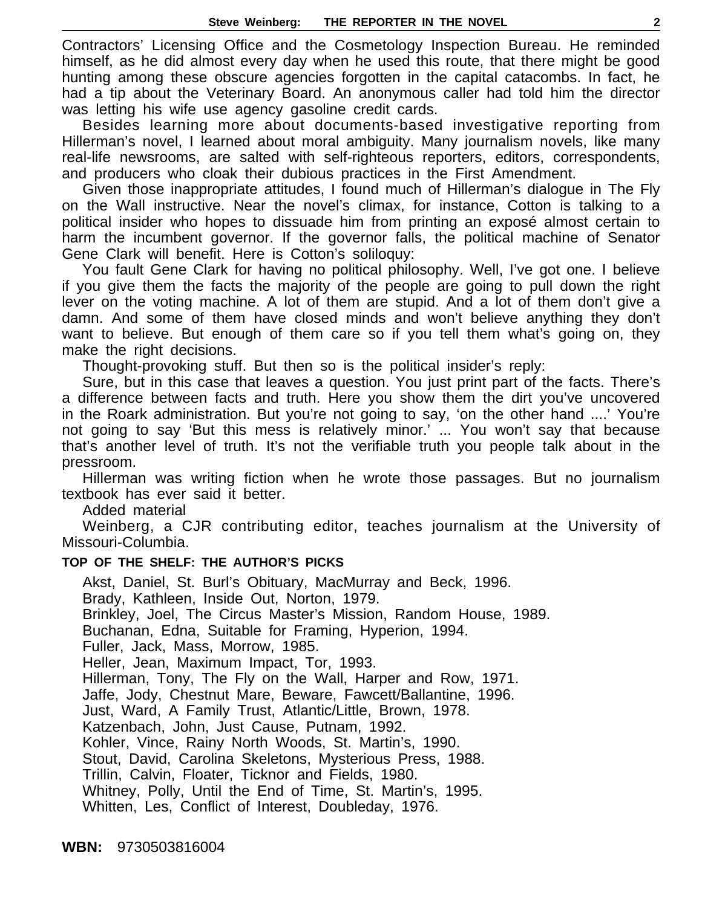Contractors' Licensing Office and the Cosmetology Inspection Bureau. He reminded himself, as he did almost every day when he used this route, that there might be good hunting among these obscure agencies forgotten in the capital catacombs. In fact, he had a tip about the Veterinary Board. An anonymous caller had told him the director was letting his wife use agency gasoline credit cards.

Besides learning more about documents-based investigative reporting from Hillerman's novel, I learned about moral ambiguity. Many journalism novels, like many real-life newsrooms, are salted with self-righteous reporters, editors, correspondents, and producers who cloak their dubious practices in the First Amendment.

Given those inappropriate attitudes, I found much of Hillerman's dialogue in The Fly on the Wall instructive. Near the novel's climax, for instance, Cotton is talking to a political insider who hopes to dissuade him from printing an exposé almost certain to harm the incumbent governor. If the governor falls, the political machine of Senator Gene Clark will benefit. Here is Cotton's soliloquy:

You fault Gene Clark for having no political philosophy. Well, I've got one. I believe if you give them the facts the majority of the people are going to pull down the right lever on the voting machine. A lot of them are stupid. And a lot of them don't give a damn. And some of them have closed minds and won't believe anything they don't want to believe. But enough of them care so if you tell them what's going on, they make the right decisions.

Thought-provoking stuff. But then so is the political insider's reply:

Sure, but in this case that leaves a question. You just print part of the facts. There's a difference between facts and truth. Here you show them the dirt you've uncovered in the Roark administration. But you're not going to say, 'on the other hand ....' You're not going to say 'But this mess is relatively minor.' ... You won't say that because that's another level of truth. It's not the verifiable truth you people talk about in the pressroom.

Hillerman was writing fiction when he wrote those passages. But no journalism textbook has ever said it better.

Added material

Weinberg, a CJR contributing editor, teaches journalism at the University of Missouri-Columbia.

**TOP OF THE SHELF: THE AUTHOR'S PICKS**

Akst, Daniel, St. Burl's Obituary, MacMurray and Beck, 1996.
Brady, Kathleen, Inside Out, Norton, 1979.
Brinkley, Joel, The Circus Master's Mission, Random House, 1989.
Buchanan, Edna, Suitable for Framing, Hyperion, 1994.
Fuller, Jack, Mass, Morrow, 1985.
Heller, Jean, Maximum Impact, Tor, 1993.
Hillerman, Tony, The Fly on the Wall, Harper and Row, 1971.
Jaffe, Jody, Chestnut Mare, Beware, Fawcett/Ballantine, 1996.
Just, Ward, A Family Trust, Atlantic/Little, Brown, 1978.
Katzenbach, John, Just Cause, Putnam, 1992.
Kohler, Vince, Rainy North Woods, St. Martin's, 1990.
Stout, David, Carolina Skeletons, Mysterious Press, 1988.
Trillin, Calvin, Floater, Ticknor and Fields, 1980.
Whitney, Polly, Until the End of Time, St. Martin's, 1995.
Whitten, Les, Conflict of Interest, Doubleday, 1976.

**WBN:** 9730503816004